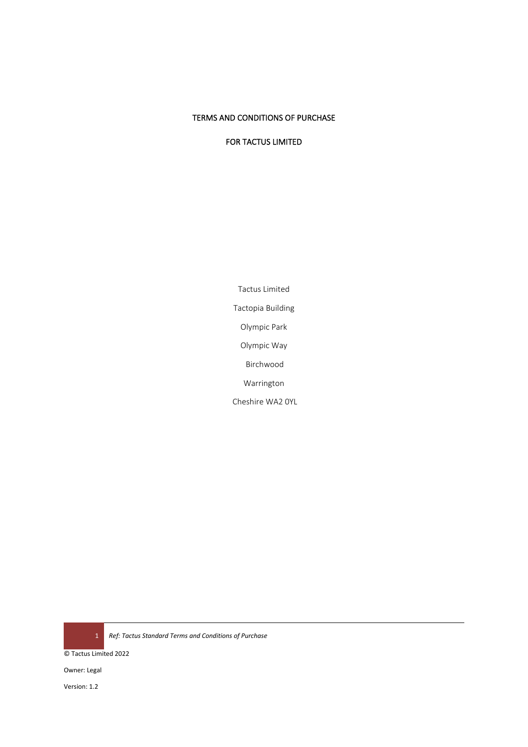# TERMS AND CONDITIONS OF PURCHASE

## FOR TACTUS LIMITED

Tactus Limited

Tactopia Building

Olympic Park

Olympic Way

Birchwood

Warrington

Cheshire WA2 0YL

© Tactus Limited 2022

Owner: Legal

Version: 1.2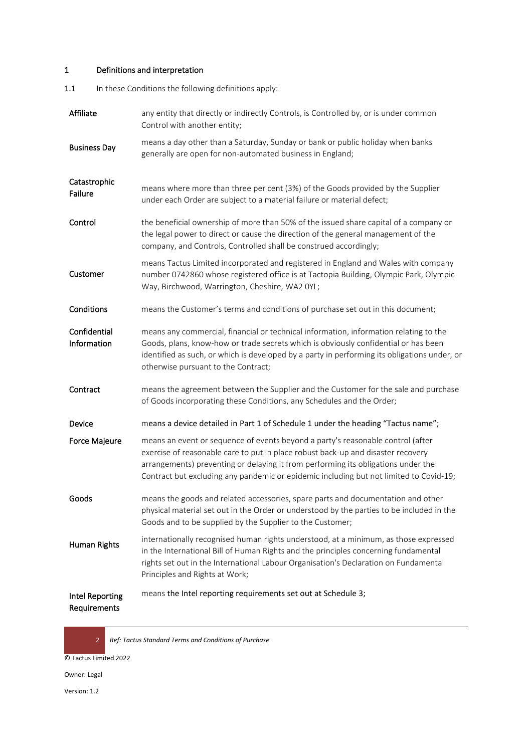## 1 Definitions and interpretation

1.1 In these Conditions the following definitions apply:

| | |
|---|---|
| **Affiliate** | any entity that directly or indirectly Controls, is Controlled by, or is under common Control with another entity; |
| **Business Day** | means a day other than a Saturday, Sunday or bank or public holiday when banks generally are open for non-automated business in England; |
| **Catastrophic Failure** | means where more than three per cent (3%) of the Goods provided by the Supplier under each Order are subject to a material failure or material defect; |
| **Control** | the beneficial ownership of more than 50% of the issued share capital of a company or the legal power to direct or cause the direction of the general management of the company, and Controls, Controlled shall be construed accordingly; |
| **Customer** | means Tactus Limited incorporated and registered in England and Wales with company number 0742860 whose registered office is at Tactopia Building, Olympic Park, Olympic Way, Birchwood, Warrington, Cheshire, WA2 0YL; |
| **Conditions** | means the Customer's terms and conditions of purchase set out in this document; |
| **Confidential Information** | means any commercial, financial or technical information, information relating to the Goods, plans, know-how or trade secrets which is obviously confidential or has been identified as such, or which is developed by a party in performing its obligations under, or otherwise pursuant to the Contract; |
| **Contract** | means the agreement between the Supplier and the Customer for the sale and purchase of Goods incorporating these Conditions, any Schedules and the Order; |
| **Device** | means a device detailed in Part 1 of Schedule 1 under the heading "Tactus name"; |
| **Force Majeure** | means an event or sequence of events beyond a party's reasonable control (after exercise of reasonable care to put in place robust back-up and disaster recovery arrangements) preventing or delaying it from performing its obligations under the Contract but excluding any pandemic or epidemic including but not limited to Covid-19; |
| **Goods** | means the goods and related accessories, spare parts and documentation and other physical material set out in the Order or understood by the parties to be included in the Goods and to be supplied by the Supplier to the Customer; |
| **Human Rights** | internationally recognised human rights understood, at a minimum, as those expressed in the International Bill of Human Rights and the principles concerning fundamental rights set out in the International Labour Organisation's Declaration on Fundamental Principles and Rights at Work; |
| **Intel Reporting Requirements** | means the Intel reporting requirements set out at Schedule 3; |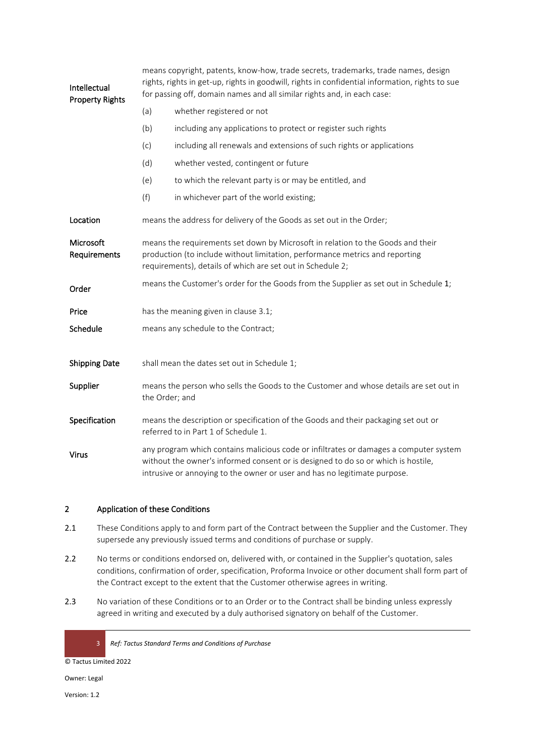| | |
|---|---|
| **Intellectual Property Rights** | means copyright, patents, know-how, trade secrets, trademarks, trade names, design rights, rights in get-up, rights in goodwill, rights in confidential information, rights to sue for passing off, domain names and all similar rights and, in each case:<br>(a) whether registered or not<br>(b) including any applications to protect or register such rights<br>(c) including all renewals and extensions of such rights or applications<br>(d) whether vested, contingent or future<br>(e) to which the relevant party is or may be entitled, and<br>(f) in whichever part of the world existing; |
| **Location** | means the address for delivery of the Goods as set out in the Order; |
| **Microsoft Requirements** | means the requirements set down by Microsoft in relation to the Goods and their production (to include without limitation, performance metrics and reporting requirements), details of which are set out in Schedule 2; |
| **Order** | means the Customer's order for the Goods from the Supplier as set out in Schedule 1; |
| **Price** | has the meaning given in clause 3.1; |
| **Schedule** | means any schedule to the Contract; |
| **Shipping Date** | shall mean the dates set out in Schedule 1; |
| **Supplier** | means the person who sells the Goods to the Customer and whose details are set out in the Order; and |
| **Specification** | means the description or specification of the Goods and their packaging set out or referred to in Part 1 of Schedule 1. |
| **Virus** | any program which contains malicious code or infiltrates or damages a computer system without the owner's informed consent or is designed to do so or which is hostile, intrusive or annoying to the owner or user and has no legitimate purpose. |

## 2 Application of these Conditions

2.1 These Conditions apply to and form part of the Contract between the Supplier and the Customer. They supersede any previously issued terms and conditions of purchase or supply.

2.2 No terms or conditions endorsed on, delivered with, or contained in the Supplier's quotation, sales conditions, confirmation of order, specification, Proforma Invoice or other document shall form part of the Contract except to the extent that the Customer otherwise agrees in writing.

2.3 No variation of these Conditions or to an Order or to the Contract shall be binding unless expressly agreed in writing and executed by a duly authorised signatory on behalf of the Customer.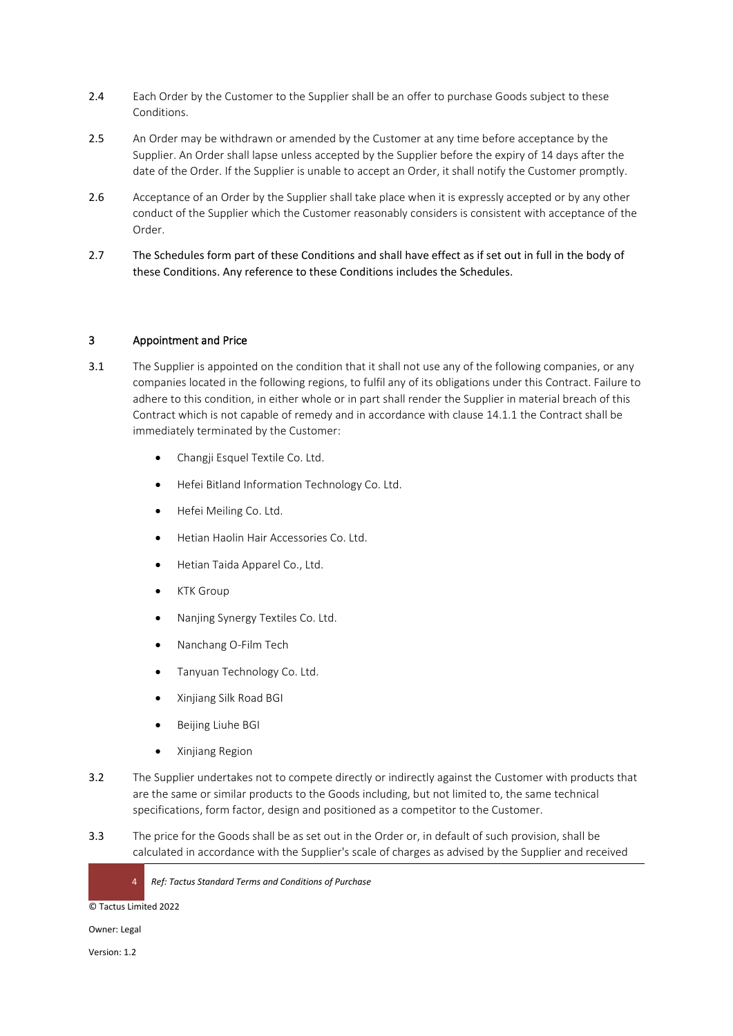2.4 Each Order by the Customer to the Supplier shall be an offer to purchase Goods subject to these Conditions.

2.5 An Order may be withdrawn or amended by the Customer at any time before acceptance by the Supplier. An Order shall lapse unless accepted by the Supplier before the expiry of 14 days after the date of the Order. If the Supplier is unable to accept an Order, it shall notify the Customer promptly.

2.6 Acceptance of an Order by the Supplier shall take place when it is expressly accepted or by any other conduct of the Supplier which the Customer reasonably considers is consistent with acceptance of the Order.

2.7 The Schedules form part of these Conditions and shall have effect as if set out in full in the body of these Conditions. Any reference to these Conditions includes the Schedules.

## 3 Appointment and Price

3.1 The Supplier is appointed on the condition that it shall not use any of the following companies, or any companies located in the following regions, to fulfil any of its obligations under this Contract. Failure to adhere to this condition, in either whole or in part shall render the Supplier in material breach of this Contract which is not capable of remedy and in accordance with clause 14.1.1 the Contract shall be immediately terminated by the Customer:

- Changji Esquel Textile Co. Ltd.
- Hefei Bitland Information Technology Co. Ltd.
- Hefei Meiling Co. Ltd.
- Hetian Haolin Hair Accessories Co. Ltd.
- Hetian Taida Apparel Co., Ltd.
- KTK Group
- Nanjing Synergy Textiles Co. Ltd.
- Nanchang O-Film Tech
- Tanyuan Technology Co. Ltd.
- Xinjiang Silk Road BGI
- Beijing Liuhe BGI
- Xinjiang Region

3.2 The Supplier undertakes not to compete directly or indirectly against the Customer with products that are the same or similar products to the Goods including, but not limited to, the same technical specifications, form factor, design and positioned as a competitor to the Customer.

3.3 The price for the Goods shall be as set out in the Order or, in default of such provision, shall be calculated in accordance with the Supplier's scale of charges as advised by the Supplier and received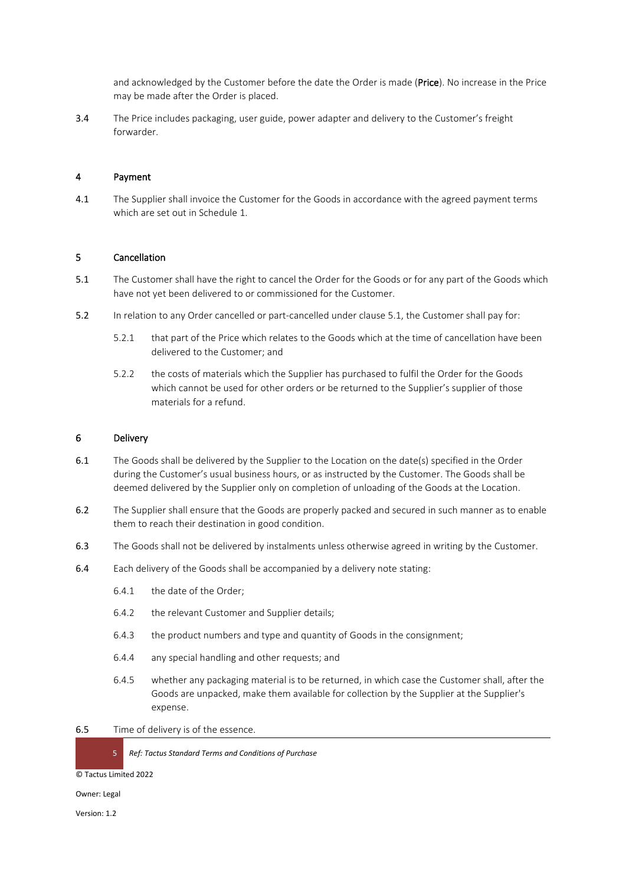and acknowledged by the Customer before the date the Order is made (**Price**). No increase in the Price may be made after the Order is placed.

3.4 The Price includes packaging, user guide, power adapter and delivery to the Customer's freight forwarder.

## 4 Payment

4.1 The Supplier shall invoice the Customer for the Goods in accordance with the agreed payment terms which are set out in Schedule 1.

## 5 Cancellation

5.1 The Customer shall have the right to cancel the Order for the Goods or for any part of the Goods which have not yet been delivered to or commissioned for the Customer.

5.2 In relation to any Order cancelled or part-cancelled under clause 5.1, the Customer shall pay for:

5.2.1 that part of the Price which relates to the Goods which at the time of cancellation have been delivered to the Customer; and

5.2.2 the costs of materials which the Supplier has purchased to fulfil the Order for the Goods which cannot be used for other orders or be returned to the Supplier's supplier of those materials for a refund.

## 6 Delivery

6.1 The Goods shall be delivered by the Supplier to the Location on the date(s) specified in the Order during the Customer's usual business hours, or as instructed by the Customer. The Goods shall be deemed delivered by the Supplier only on completion of unloading of the Goods at the Location.

6.2 The Supplier shall ensure that the Goods are properly packed and secured in such manner as to enable them to reach their destination in good condition.

6.3 The Goods shall not be delivered by instalments unless otherwise agreed in writing by the Customer.

6.4 Each delivery of the Goods shall be accompanied by a delivery note stating:

6.4.1 the date of the Order;

6.4.2 the relevant Customer and Supplier details;

6.4.3 the product numbers and type and quantity of Goods in the consignment;

6.4.4 any special handling and other requests; and

6.4.5 whether any packaging material is to be returned, in which case the Customer shall, after the Goods are unpacked, make them available for collection by the Supplier at the Supplier's expense.

6.5 Time of delivery is of the essence.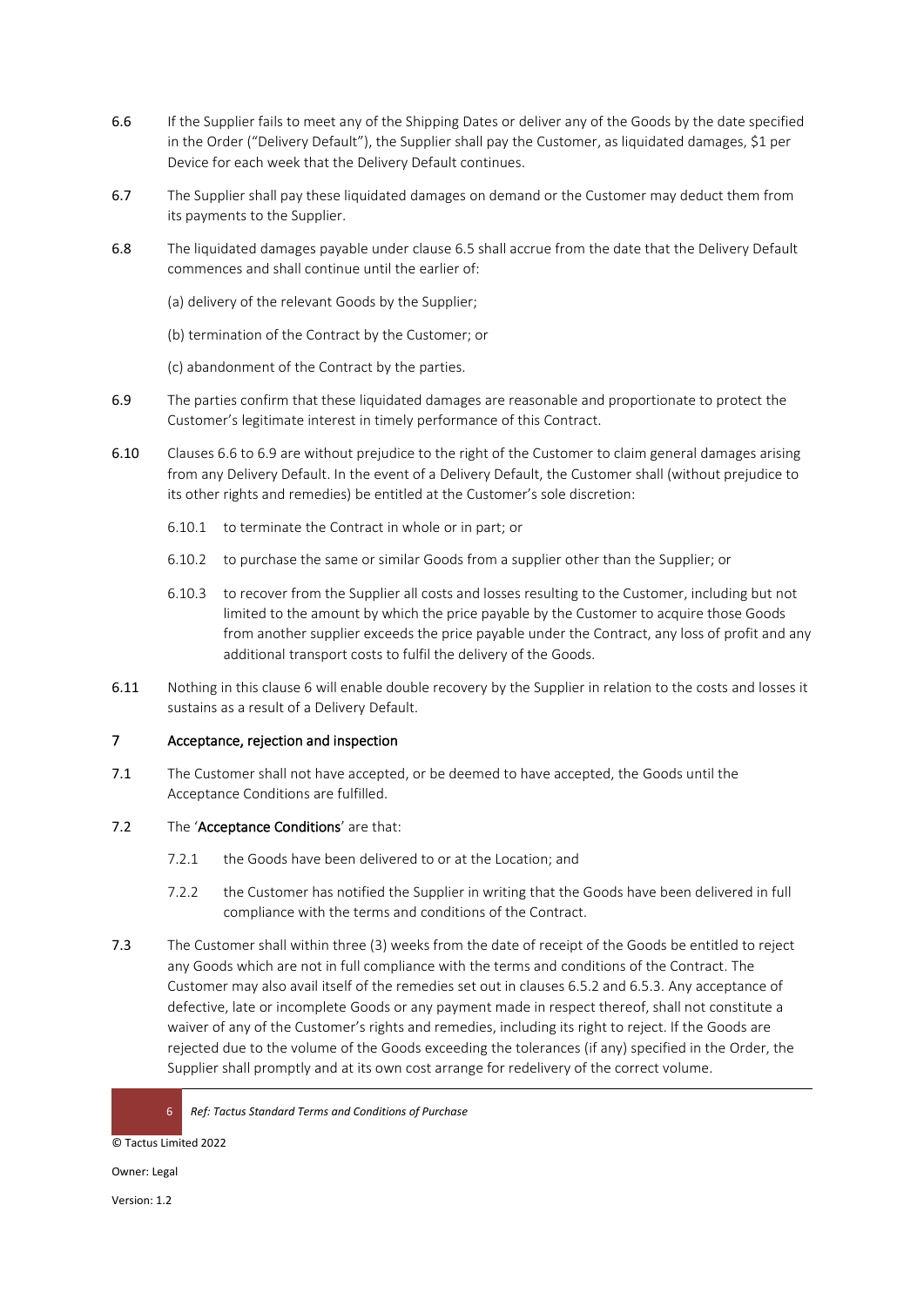6.6 If the Supplier fails to meet any of the Shipping Dates or deliver any of the Goods by the date specified in the Order ("Delivery Default"), the Supplier shall pay the Customer, as liquidated damages, $1 per Device for each week that the Delivery Default continues.

6.7 The Supplier shall pay these liquidated damages on demand or the Customer may deduct them from its payments to the Supplier.

6.8 The liquidated damages payable under clause 6.5 shall accrue from the date that the Delivery Default commences and shall continue until the earlier of:

(a) delivery of the relevant Goods by the Supplier;

(b) termination of the Contract by the Customer; or

(c) abandonment of the Contract by the parties.

6.9 The parties confirm that these liquidated damages are reasonable and proportionate to protect the Customer's legitimate interest in timely performance of this Contract.

6.10 Clauses 6.6 to 6.9 are without prejudice to the right of the Customer to claim general damages arising from any Delivery Default. In the event of a Delivery Default, the Customer shall (without prejudice to its other rights and remedies) be entitled at the Customer's sole discretion:

6.10.1 to terminate the Contract in whole or in part; or

6.10.2 to purchase the same or similar Goods from a supplier other than the Supplier; or

6.10.3 to recover from the Supplier all costs and losses resulting to the Customer, including but not limited to the amount by which the price payable by the Customer to acquire those Goods from another supplier exceeds the price payable under the Contract, any loss of profit and any additional transport costs to fulfil the delivery of the Goods.

6.11 Nothing in this clause 6 will enable double recovery by the Supplier in relation to the costs and losses it sustains as a result of a Delivery Default.

## 7 Acceptance, rejection and inspection

7.1 The Customer shall not have accepted, or be deemed to have accepted, the Goods until the Acceptance Conditions are fulfilled.

7.2 The '**Acceptance Conditions**' are that:

7.2.1 the Goods have been delivered to or at the Location; and

7.2.2 the Customer has notified the Supplier in writing that the Goods have been delivered in full compliance with the terms and conditions of the Contract.

7.3 The Customer shall within three (3) weeks from the date of receipt of the Goods be entitled to reject any Goods which are not in full compliance with the terms and conditions of the Contract. The Customer may also avail itself of the remedies set out in clauses 6.5.2 and 6.5.3. Any acceptance of defective, late or incomplete Goods or any payment made in respect thereof, shall not constitute a waiver of any of the Customer's rights and remedies, including its right to reject. If the Goods are rejected due to the volume of the Goods exceeding the tolerances (if any) specified in the Order, the Supplier shall promptly and at its own cost arrange for redelivery of the correct volume.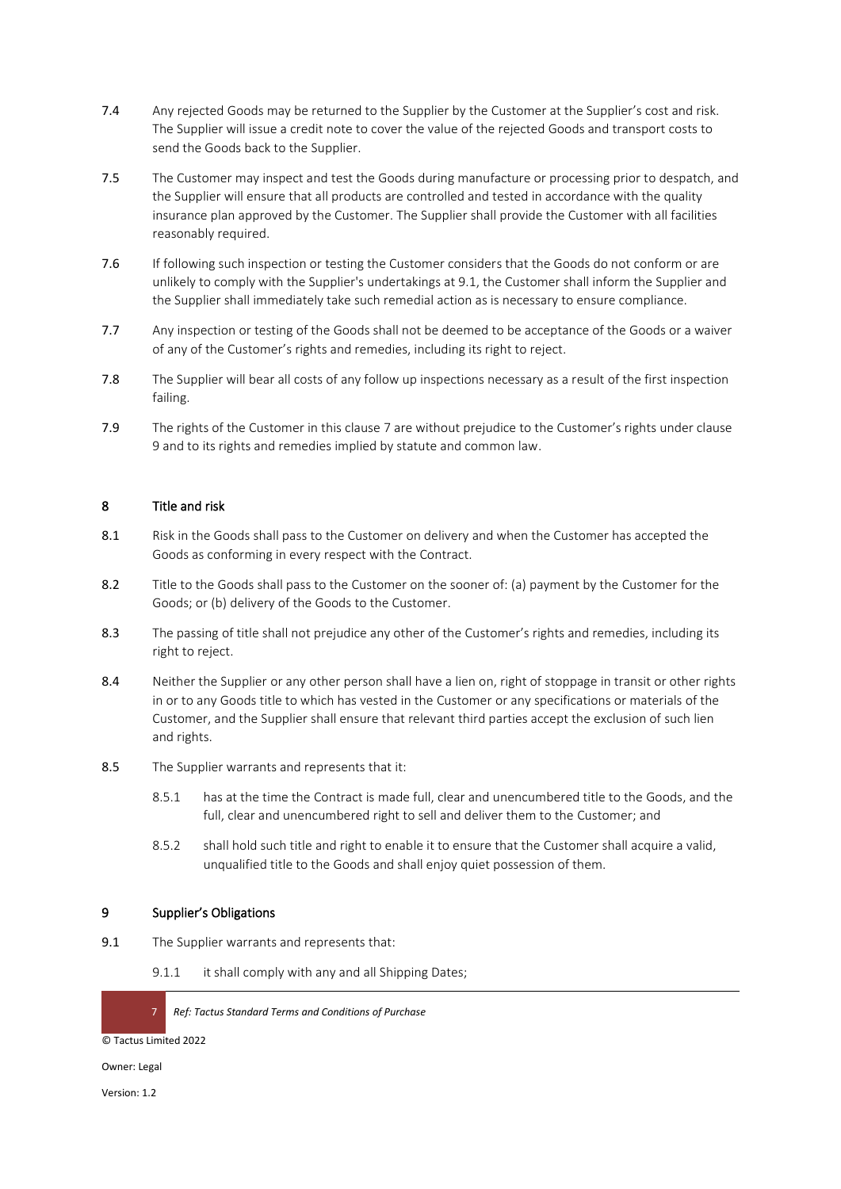7.4 Any rejected Goods may be returned to the Supplier by the Customer at the Supplier's cost and risk. The Supplier will issue a credit note to cover the value of the rejected Goods and transport costs to send the Goods back to the Supplier.

7.5 The Customer may inspect and test the Goods during manufacture or processing prior to despatch, and the Supplier will ensure that all products are controlled and tested in accordance with the quality insurance plan approved by the Customer. The Supplier shall provide the Customer with all facilities reasonably required.

7.6 If following such inspection or testing the Customer considers that the Goods do not conform or are unlikely to comply with the Supplier's undertakings at 9.1, the Customer shall inform the Supplier and the Supplier shall immediately take such remedial action as is necessary to ensure compliance.

7.7 Any inspection or testing of the Goods shall not be deemed to be acceptance of the Goods or a waiver of any of the Customer's rights and remedies, including its right to reject.

7.8 The Supplier will bear all costs of any follow up inspections necessary as a result of the first inspection failing.

7.9 The rights of the Customer in this clause 7 are without prejudice to the Customer's rights under clause 9 and to its rights and remedies implied by statute and common law.

## 8 Title and risk

8.1 Risk in the Goods shall pass to the Customer on delivery and when the Customer has accepted the Goods as conforming in every respect with the Contract.

8.2 Title to the Goods shall pass to the Customer on the sooner of: (a) payment by the Customer for the Goods; or (b) delivery of the Goods to the Customer.

8.3 The passing of title shall not prejudice any other of the Customer's rights and remedies, including its right to reject.

8.4 Neither the Supplier or any other person shall have a lien on, right of stoppage in transit or other rights in or to any Goods title to which has vested in the Customer or any specifications or materials of the Customer, and the Supplier shall ensure that relevant third parties accept the exclusion of such lien and rights.

8.5 The Supplier warrants and represents that it:

8.5.1 has at the time the Contract is made full, clear and unencumbered title to the Goods, and the full, clear and unencumbered right to sell and deliver them to the Customer; and

8.5.2 shall hold such title and right to enable it to ensure that the Customer shall acquire a valid, unqualified title to the Goods and shall enjoy quiet possession of them.

## 9 Supplier's Obligations

9.1 The Supplier warrants and represents that:

9.1.1 it shall comply with any and all Shipping Dates;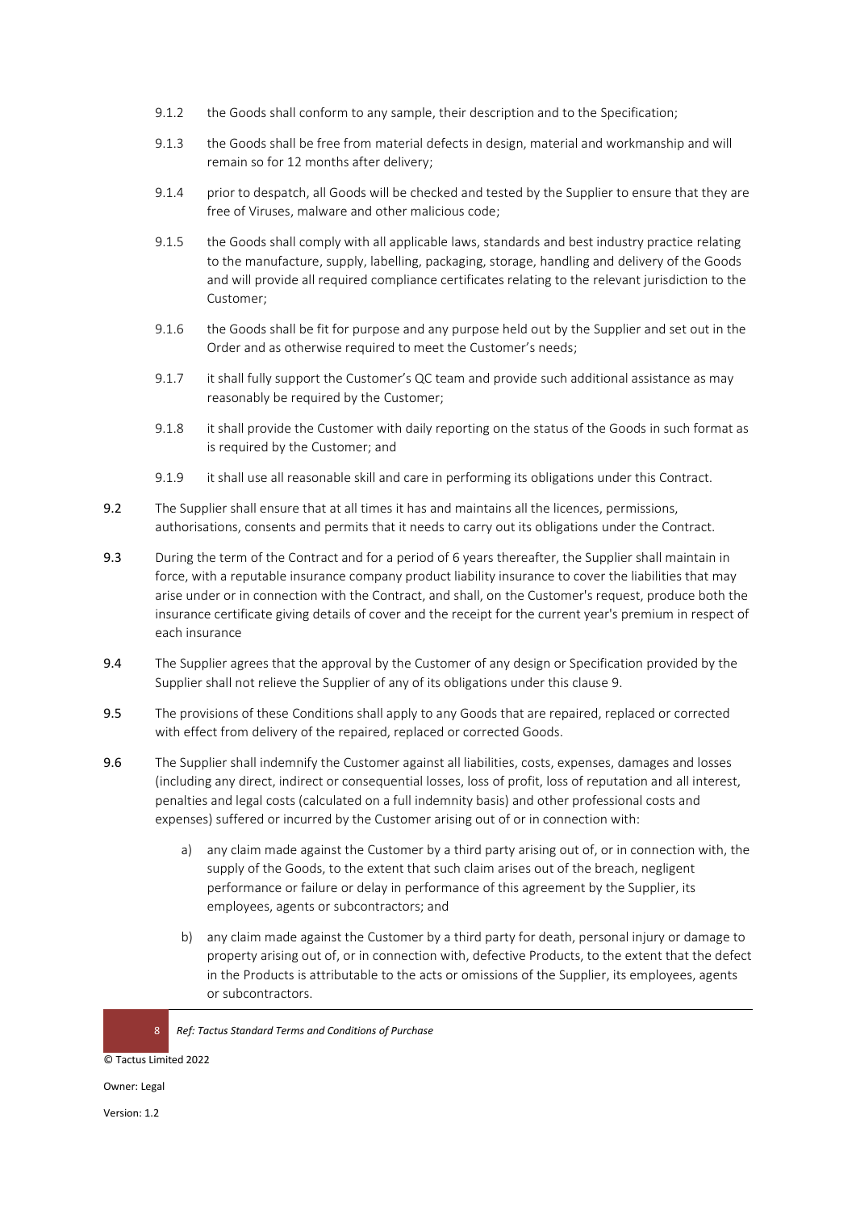9.1.2 the Goods shall conform to any sample, their description and to the Specification;

9.1.3 the Goods shall be free from material defects in design, material and workmanship and will remain so for 12 months after delivery;

9.1.4 prior to despatch, all Goods will be checked and tested by the Supplier to ensure that they are free of Viruses, malware and other malicious code;

9.1.5 the Goods shall comply with all applicable laws, standards and best industry practice relating to the manufacture, supply, labelling, packaging, storage, handling and delivery of the Goods and will provide all required compliance certificates relating to the relevant jurisdiction to the Customer;

9.1.6 the Goods shall be fit for purpose and any purpose held out by the Supplier and set out in the Order and as otherwise required to meet the Customer's needs;

9.1.7 it shall fully support the Customer's QC team and provide such additional assistance as may reasonably be required by the Customer;

9.1.8 it shall provide the Customer with daily reporting on the status of the Goods in such format as is required by the Customer; and

9.1.9 it shall use all reasonable skill and care in performing its obligations under this Contract.

**9.2** The Supplier shall ensure that at all times it has and maintains all the licences, permissions, authorisations, consents and permits that it needs to carry out its obligations under the Contract.

**9.3** During the term of the Contract and for a period of 6 years thereafter, the Supplier shall maintain in force, with a reputable insurance company product liability insurance to cover the liabilities that may arise under or in connection with the Contract, and shall, on the Customer's request, produce both the insurance certificate giving details of cover and the receipt for the current year's premium in respect of each insurance

**9.4** The Supplier agrees that the approval by the Customer of any design or Specification provided by the Supplier shall not relieve the Supplier of any of its obligations under this clause 9.

**9.5** The provisions of these Conditions shall apply to any Goods that are repaired, replaced or corrected with effect from delivery of the repaired, replaced or corrected Goods.

**9.6** The Supplier shall indemnify the Customer against all liabilities, costs, expenses, damages and losses (including any direct, indirect or consequential losses, loss of profit, loss of reputation and all interest, penalties and legal costs (calculated on a full indemnity basis) and other professional costs and expenses) suffered or incurred by the Customer arising out of or in connection with:

a) any claim made against the Customer by a third party arising out of, or in connection with, the supply of the Goods, to the extent that such claim arises out of the breach, negligent performance or failure or delay in performance of this agreement by the Supplier, its employees, agents or subcontractors; and

b) any claim made against the Customer by a third party for death, personal injury or damage to property arising out of, or in connection with, defective Products, to the extent that the defect in the Products is attributable to the acts or omissions of the Supplier, its employees, agents or subcontractors.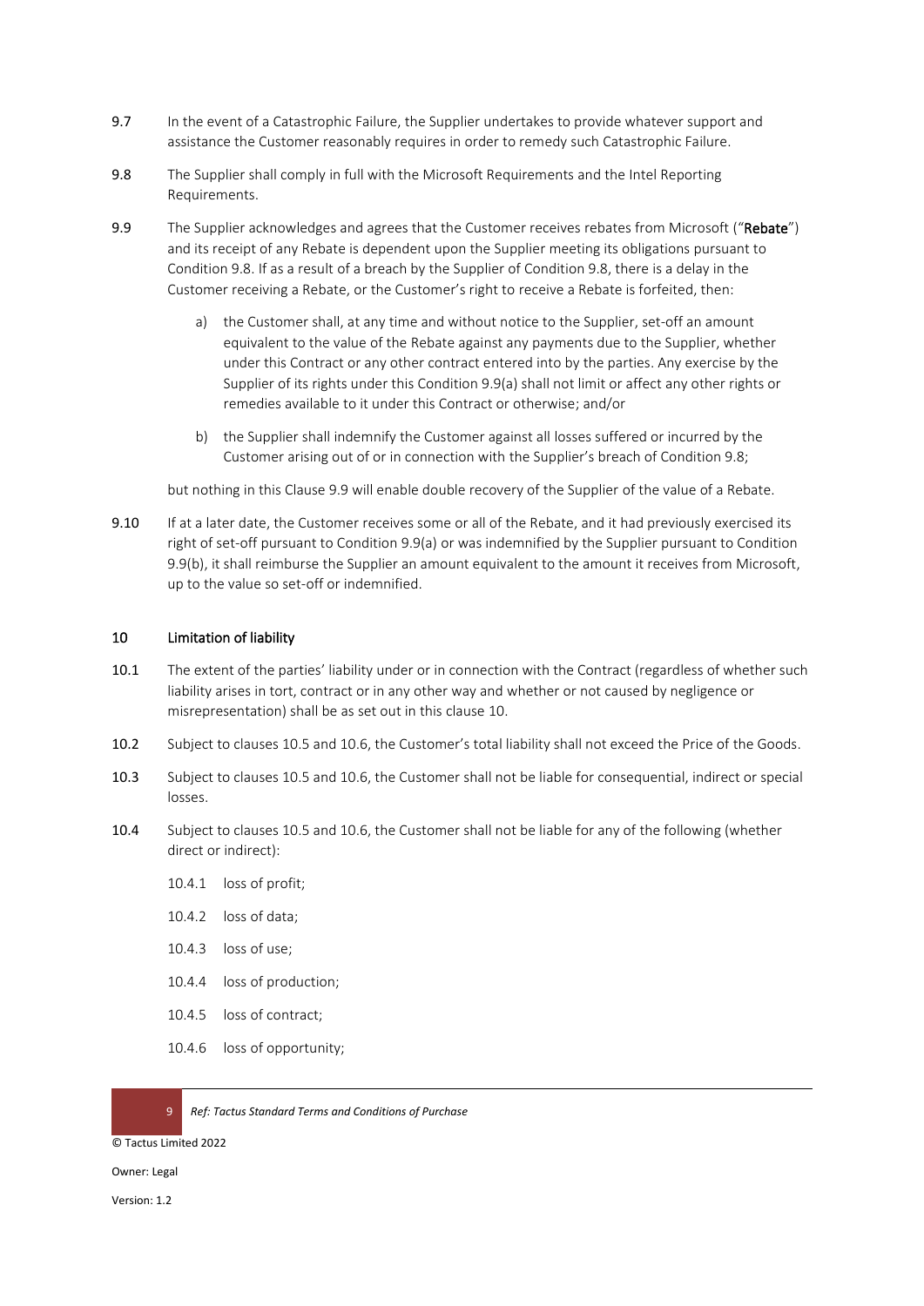9.7 In the event of a Catastrophic Failure, the Supplier undertakes to provide whatever support and assistance the Customer reasonably requires in order to remedy such Catastrophic Failure.

9.8 The Supplier shall comply in full with the Microsoft Requirements and the Intel Reporting Requirements.

9.9 The Supplier acknowledges and agrees that the Customer receives rebates from Microsoft ("**Rebate**") and its receipt of any Rebate is dependent upon the Supplier meeting its obligations pursuant to Condition 9.8. If as a result of a breach by the Supplier of Condition 9.8, there is a delay in the Customer receiving a Rebate, or the Customer's right to receive a Rebate is forfeited, then:

a) the Customer shall, at any time and without notice to the Supplier, set-off an amount equivalent to the value of the Rebate against any payments due to the Supplier, whether under this Contract or any other contract entered into by the parties. Any exercise by the Supplier of its rights under this Condition 9.9(a) shall not limit or affect any other rights or remedies available to it under this Contract or otherwise; and/or

b) the Supplier shall indemnify the Customer against all losses suffered or incurred by the Customer arising out of or in connection with the Supplier's breach of Condition 9.8;

but nothing in this Clause 9.9 will enable double recovery of the Supplier of the value of a Rebate.

9.10 If at a later date, the Customer receives some or all of the Rebate, and it had previously exercised its right of set-off pursuant to Condition 9.9(a) or was indemnified by the Supplier pursuant to Condition 9.9(b), it shall reimburse the Supplier an amount equivalent to the amount it receives from Microsoft, up to the value so set-off or indemnified.

## 10 Limitation of liability

10.1 The extent of the parties' liability under or in connection with the Contract (regardless of whether such liability arises in tort, contract or in any other way and whether or not caused by negligence or misrepresentation) shall be as set out in this clause 10.

10.2 Subject to clauses 10.5 and 10.6, the Customer's total liability shall not exceed the Price of the Goods.

10.3 Subject to clauses 10.5 and 10.6, the Customer shall not be liable for consequential, indirect or special losses.

10.4 Subject to clauses 10.5 and 10.6, the Customer shall not be liable for any of the following (whether direct or indirect):

10.4.1 loss of profit;

10.4.2 loss of data;

10.4.3 loss of use;

10.4.4 loss of production;

10.4.5 loss of contract;

10.4.6 loss of opportunity;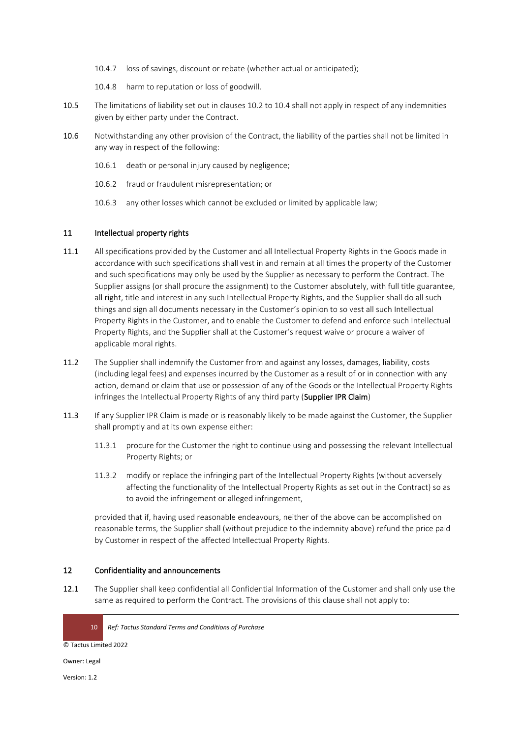10.4.7 loss of savings, discount or rebate (whether actual or anticipated);

10.4.8 harm to reputation or loss of goodwill.

**10.5** The limitations of liability set out in clauses 10.2 to 10.4 shall not apply in respect of any indemnities given by either party under the Contract.

**10.6** Notwithstanding any other provision of the Contract, the liability of the parties shall not be limited in any way in respect of the following:

10.6.1 death or personal injury caused by negligence;

10.6.2 fraud or fraudulent misrepresentation; or

10.6.3 any other losses which cannot be excluded or limited by applicable law;

## 11 Intellectual property rights

**11.1** All specifications provided by the Customer and all Intellectual Property Rights in the Goods made in accordance with such specifications shall vest in and remain at all times the property of the Customer and such specifications may only be used by the Supplier as necessary to perform the Contract. The Supplier assigns (or shall procure the assignment) to the Customer absolutely, with full title guarantee, all right, title and interest in any such Intellectual Property Rights, and the Supplier shall do all such things and sign all documents necessary in the Customer's opinion to so vest all such Intellectual Property Rights in the Customer, and to enable the Customer to defend and enforce such Intellectual Property Rights, and the Supplier shall at the Customer's request waive or procure a waiver of applicable moral rights.

**11.2** The Supplier shall indemnify the Customer from and against any losses, damages, liability, costs (including legal fees) and expenses incurred by the Customer as a result of or in connection with any action, demand or claim that use or possession of any of the Goods or the Intellectual Property Rights infringes the Intellectual Property Rights of any third party (**Supplier IPR Claim**)

**11.3** If any Supplier IPR Claim is made or is reasonably likely to be made against the Customer, the Supplier shall promptly and at its own expense either:

11.3.1 procure for the Customer the right to continue using and possessing the relevant Intellectual Property Rights; or

11.3.2 modify or replace the infringing part of the Intellectual Property Rights (without adversely affecting the functionality of the Intellectual Property Rights as set out in the Contract) so as to avoid the infringement or alleged infringement,

provided that if, having used reasonable endeavours, neither of the above can be accomplished on reasonable terms, the Supplier shall (without prejudice to the indemnity above) refund the price paid by Customer in respect of the affected Intellectual Property Rights.

## 12 Confidentiality and announcements

**12.1** The Supplier shall keep confidential all Confidential Information of the Customer and shall only use the same as required to perform the Contract. The provisions of this clause shall not apply to: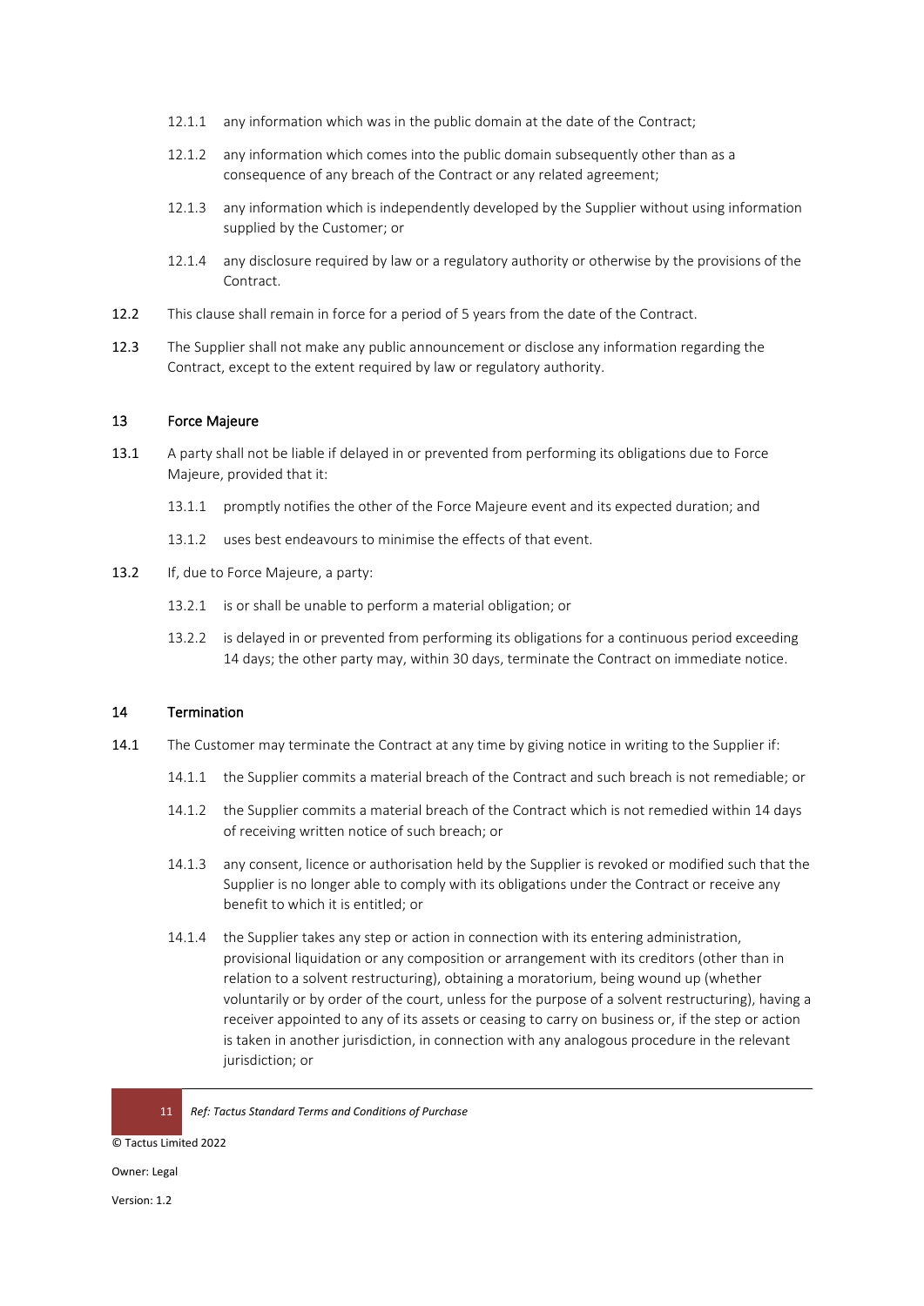12.1.1 any information which was in the public domain at the date of the Contract;

12.1.2 any information which comes into the public domain subsequently other than as a consequence of any breach of the Contract or any related agreement;

12.1.3 any information which is independently developed by the Supplier without using information supplied by the Customer; or

12.1.4 any disclosure required by law or a regulatory authority or otherwise by the provisions of the Contract.

**12.2** This clause shall remain in force for a period of 5 years from the date of the Contract.

**12.3** The Supplier shall not make any public announcement or disclose any information regarding the Contract, except to the extent required by law or regulatory authority.

## 13 Force Majeure

**13.1** A party shall not be liable if delayed in or prevented from performing its obligations due to Force Majeure, provided that it:

13.1.1 promptly notifies the other of the Force Majeure event and its expected duration; and

13.1.2 uses best endeavours to minimise the effects of that event.

**13.2** If, due to Force Majeure, a party:

13.2.1 is or shall be unable to perform a material obligation; or

13.2.2 is delayed in or prevented from performing its obligations for a continuous period exceeding 14 days; the other party may, within 30 days, terminate the Contract on immediate notice.

## 14 Termination

**14.1** The Customer may terminate the Contract at any time by giving notice in writing to the Supplier if:

14.1.1 the Supplier commits a material breach of the Contract and such breach is not remediable; or

14.1.2 the Supplier commits a material breach of the Contract which is not remedied within 14 days of receiving written notice of such breach; or

14.1.3 any consent, licence or authorisation held by the Supplier is revoked or modified such that the Supplier is no longer able to comply with its obligations under the Contract or receive any benefit to which it is entitled; or

14.1.4 the Supplier takes any step or action in connection with its entering administration, provisional liquidation or any composition or arrangement with its creditors (other than in relation to a solvent restructuring), obtaining a moratorium, being wound up (whether voluntarily or by order of the court, unless for the purpose of a solvent restructuring), having a receiver appointed to any of its assets or ceasing to carry on business or, if the step or action is taken in another jurisdiction, in connection with any analogous procedure in the relevant jurisdiction; or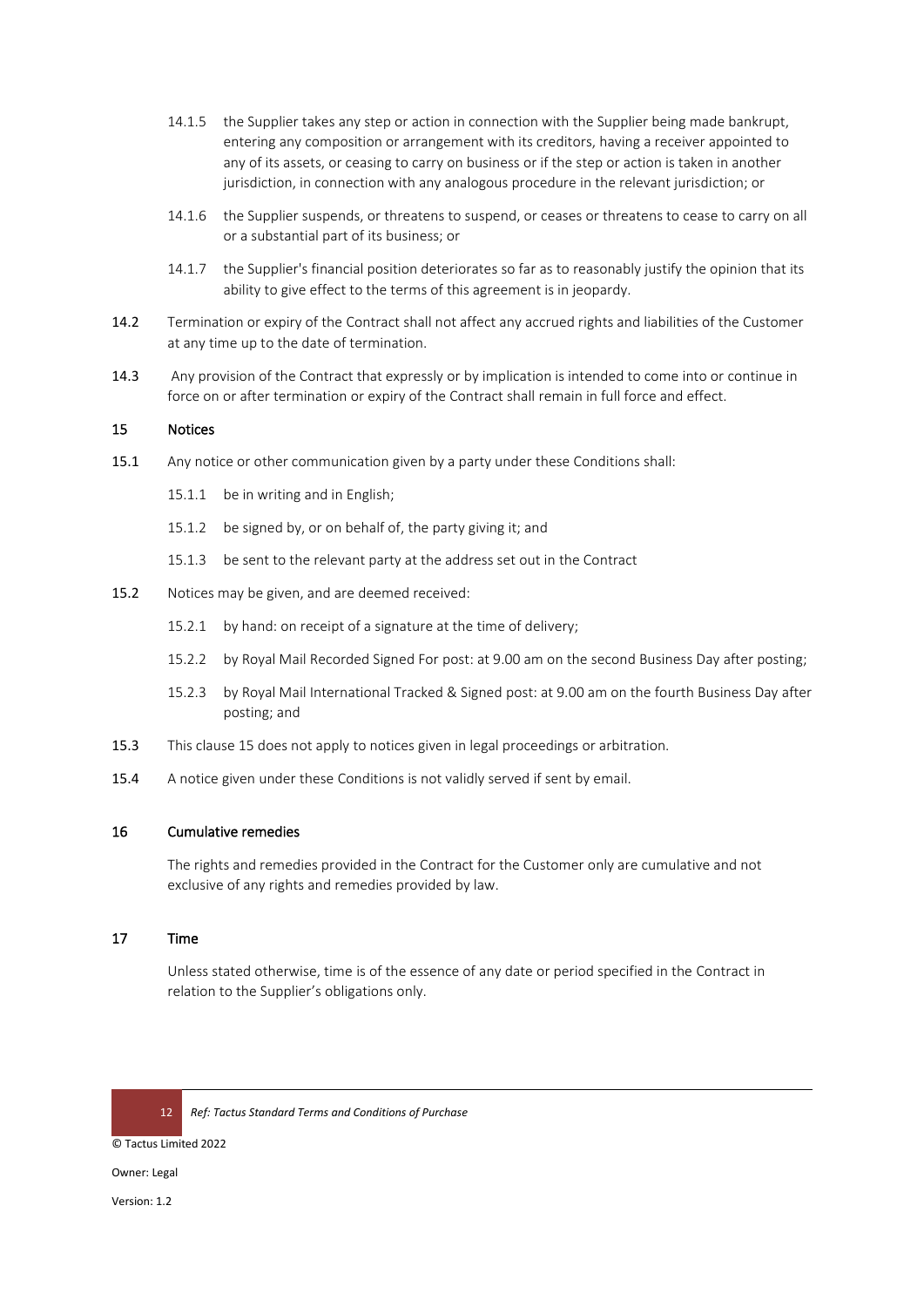14.1.5 the Supplier takes any step or action in connection with the Supplier being made bankrupt, entering any composition or arrangement with its creditors, having a receiver appointed to any of its assets, or ceasing to carry on business or if the step or action is taken in another jurisdiction, in connection with any analogous procedure in the relevant jurisdiction; or

14.1.6 the Supplier suspends, or threatens to suspend, or ceases or threatens to cease to carry on all or a substantial part of its business; or

14.1.7 the Supplier's financial position deteriorates so far as to reasonably justify the opinion that its ability to give effect to the terms of this agreement is in jeopardy.

**14.2** Termination or expiry of the Contract shall not affect any accrued rights and liabilities of the Customer at any time up to the date of termination.

**14.3** Any provision of the Contract that expressly or by implication is intended to come into or continue in force on or after termination or expiry of the Contract shall remain in full force and effect.

## 15 Notices

**15.1** Any notice or other communication given by a party under these Conditions shall:

15.1.1 be in writing and in English;

15.1.2 be signed by, or on behalf of, the party giving it; and

15.1.3 be sent to the relevant party at the address set out in the Contract

**15.2** Notices may be given, and are deemed received:

15.2.1 by hand: on receipt of a signature at the time of delivery;

15.2.2 by Royal Mail Recorded Signed For post: at 9.00 am on the second Business Day after posting;

15.2.3 by Royal Mail International Tracked & Signed post: at 9.00 am on the fourth Business Day after posting; and

**15.3** This clause 15 does not apply to notices given in legal proceedings or arbitration.

**15.4** A notice given under these Conditions is not validly served if sent by email.

## 16 Cumulative remedies

The rights and remedies provided in the Contract for the Customer only are cumulative and not exclusive of any rights and remedies provided by law.

## 17 Time

Unless stated otherwise, time is of the essence of any date or period specified in the Contract in relation to the Supplier's obligations only.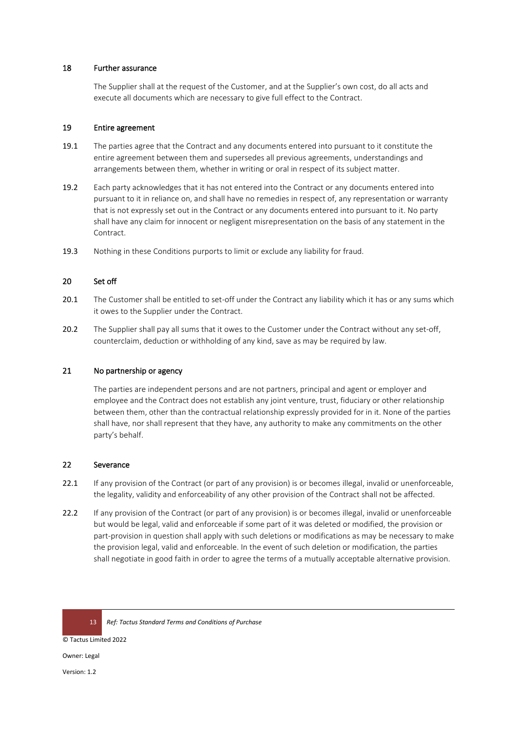## 18 Further assurance

The Supplier shall at the request of the Customer, and at the Supplier's own cost, do all acts and execute all documents which are necessary to give full effect to the Contract.

## 19 Entire agreement

19.1 The parties agree that the Contract and any documents entered into pursuant to it constitute the entire agreement between them and supersedes all previous agreements, understandings and arrangements between them, whether in writing or oral in respect of its subject matter.

19.2 Each party acknowledges that it has not entered into the Contract or any documents entered into pursuant to it in reliance on, and shall have no remedies in respect of, any representation or warranty that is not expressly set out in the Contract or any documents entered into pursuant to it. No party shall have any claim for innocent or negligent misrepresentation on the basis of any statement in the Contract.

19.3 Nothing in these Conditions purports to limit or exclude any liability for fraud.

## 20 Set off

20.1 The Customer shall be entitled to set-off under the Contract any liability which it has or any sums which it owes to the Supplier under the Contract.

20.2 The Supplier shall pay all sums that it owes to the Customer under the Contract without any set-off, counterclaim, deduction or withholding of any kind, save as may be required by law.

## 21 No partnership or agency

The parties are independent persons and are not partners, principal and agent or employer and employee and the Contract does not establish any joint venture, trust, fiduciary or other relationship between them, other than the contractual relationship expressly provided for in it. None of the parties shall have, nor shall represent that they have, any authority to make any commitments on the other party's behalf.

## 22 Severance

22.1 If any provision of the Contract (or part of any provision) is or becomes illegal, invalid or unenforceable, the legality, validity and enforceability of any other provision of the Contract shall not be affected.

22.2 If any provision of the Contract (or part of any provision) is or becomes illegal, invalid or unenforceable but would be legal, valid and enforceable if some part of it was deleted or modified, the provision or part-provision in question shall apply with such deletions or modifications as may be necessary to make the provision legal, valid and enforceable. In the event of such deletion or modification, the parties shall negotiate in good faith in order to agree the terms of a mutually acceptable alternative provision.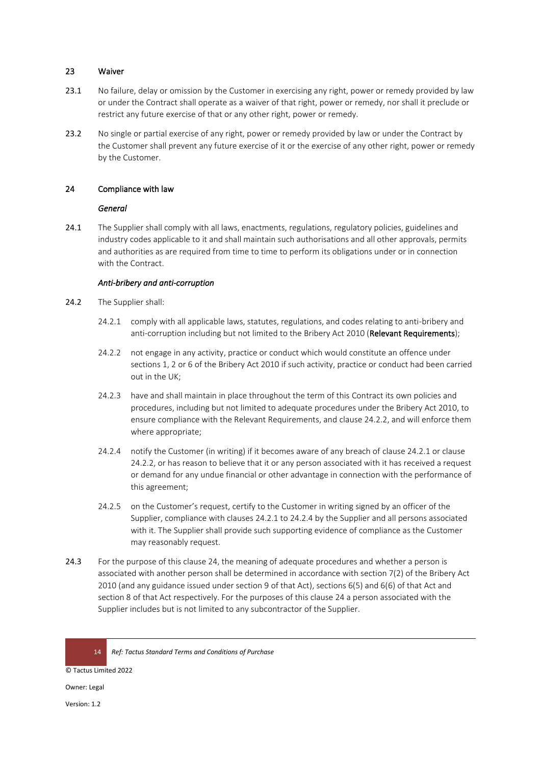## 23 Waiver

23.1 No failure, delay or omission by the Customer in exercising any right, power or remedy provided by law or under the Contract shall operate as a waiver of that right, power or remedy, nor shall it preclude or restrict any future exercise of that or any other right, power or remedy.

23.2 No single or partial exercise of any right, power or remedy provided by law or under the Contract by the Customer shall prevent any future exercise of it or the exercise of any other right, power or remedy by the Customer.

## 24 Compliance with law

*General*

24.1 The Supplier shall comply with all laws, enactments, regulations, regulatory policies, guidelines and industry codes applicable to it and shall maintain such authorisations and all other approvals, permits and authorities as are required from time to time to perform its obligations under or in connection with the Contract.

*Anti-bribery and anti-corruption*

24.2 The Supplier shall:

24.2.1 comply with all applicable laws, statutes, regulations, and codes relating to anti-bribery and anti-corruption including but not limited to the Bribery Act 2010 (**Relevant Requirements**);

24.2.2 not engage in any activity, practice or conduct which would constitute an offence under sections 1, 2 or 6 of the Bribery Act 2010 if such activity, practice or conduct had been carried out in the UK;

24.2.3 have and shall maintain in place throughout the term of this Contract its own policies and procedures, including but not limited to adequate procedures under the Bribery Act 2010, to ensure compliance with the Relevant Requirements, and clause 24.2.2, and will enforce them where appropriate;

24.2.4 notify the Customer (in writing) if it becomes aware of any breach of clause 24.2.1 or clause 24.2.2, or has reason to believe that it or any person associated with it has received a request or demand for any undue financial or other advantage in connection with the performance of this agreement;

24.2.5 on the Customer's request, certify to the Customer in writing signed by an officer of the Supplier, compliance with clauses 24.2.1 to 24.2.4 by the Supplier and all persons associated with it. The Supplier shall provide such supporting evidence of compliance as the Customer may reasonably request.

24.3 For the purpose of this clause 24, the meaning of adequate procedures and whether a person is associated with another person shall be determined in accordance with section 7(2) of the Bribery Act 2010 (and any guidance issued under section 9 of that Act), sections 6(5) and 6(6) of that Act and section 8 of that Act respectively. For the purposes of this clause 24 a person associated with the Supplier includes but is not limited to any subcontractor of the Supplier.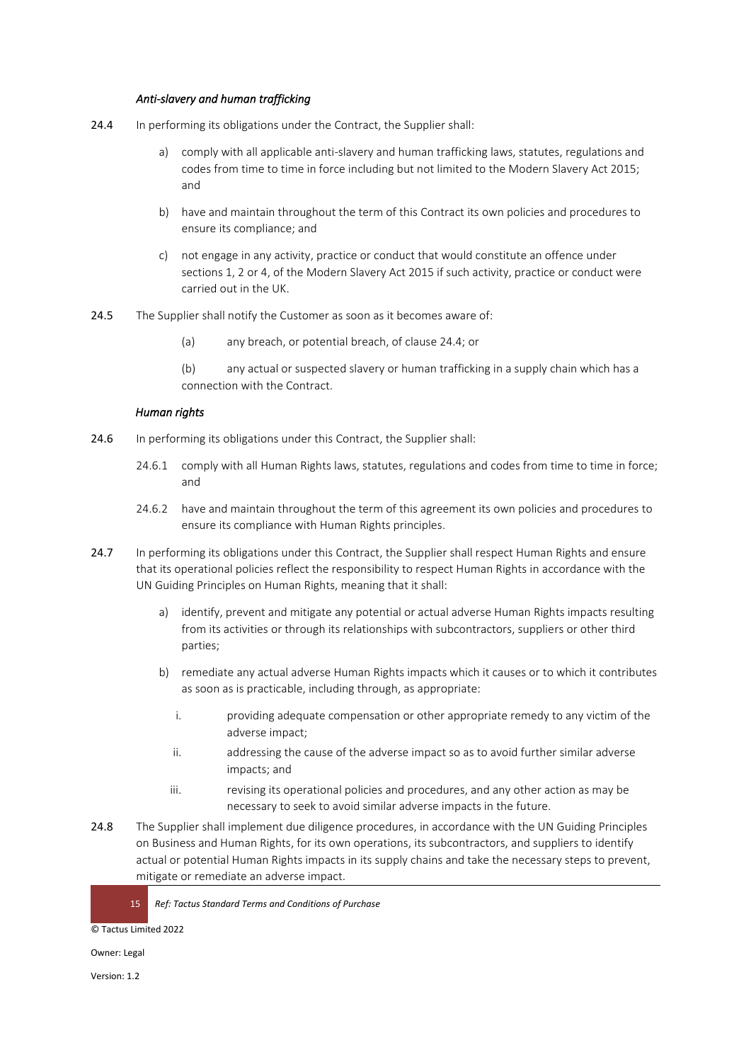*Anti-slavery and human trafficking*

24.4 In performing its obligations under the Contract, the Supplier shall:

a) comply with all applicable anti-slavery and human trafficking laws, statutes, regulations and codes from time to time in force including but not limited to the Modern Slavery Act 2015; and

b) have and maintain throughout the term of this Contract its own policies and procedures to ensure its compliance; and

c) not engage in any activity, practice or conduct that would constitute an offence under sections 1, 2 or 4, of the Modern Slavery Act 2015 if such activity, practice or conduct were carried out in the UK.

24.5 The Supplier shall notify the Customer as soon as it becomes aware of:

(a) any breach, or potential breach, of clause 24.4; or

(b) any actual or suspected slavery or human trafficking in a supply chain which has a connection with the Contract.

*Human rights*

24.6 In performing its obligations under this Contract, the Supplier shall:

24.6.1 comply with all Human Rights laws, statutes, regulations and codes from time to time in force; and

24.6.2 have and maintain throughout the term of this agreement its own policies and procedures to ensure its compliance with Human Rights principles.

24.7 In performing its obligations under this Contract, the Supplier shall respect Human Rights and ensure that its operational policies reflect the responsibility to respect Human Rights in accordance with the UN Guiding Principles on Human Rights, meaning that it shall:

a) identify, prevent and mitigate any potential or actual adverse Human Rights impacts resulting from its activities or through its relationships with subcontractors, suppliers or other third parties;

b) remediate any actual adverse Human Rights impacts which it causes or to which it contributes as soon as is practicable, including through, as appropriate:

i. providing adequate compensation or other appropriate remedy to any victim of the adverse impact;

ii. addressing the cause of the adverse impact so as to avoid further similar adverse impacts; and

iii. revising its operational policies and procedures, and any other action as may be necessary to seek to avoid similar adverse impacts in the future.

24.8 The Supplier shall implement due diligence procedures, in accordance with the UN Guiding Principles on Business and Human Rights, for its own operations, its subcontractors, and suppliers to identify actual or potential Human Rights impacts in its supply chains and take the necessary steps to prevent, mitigate or remediate an adverse impact.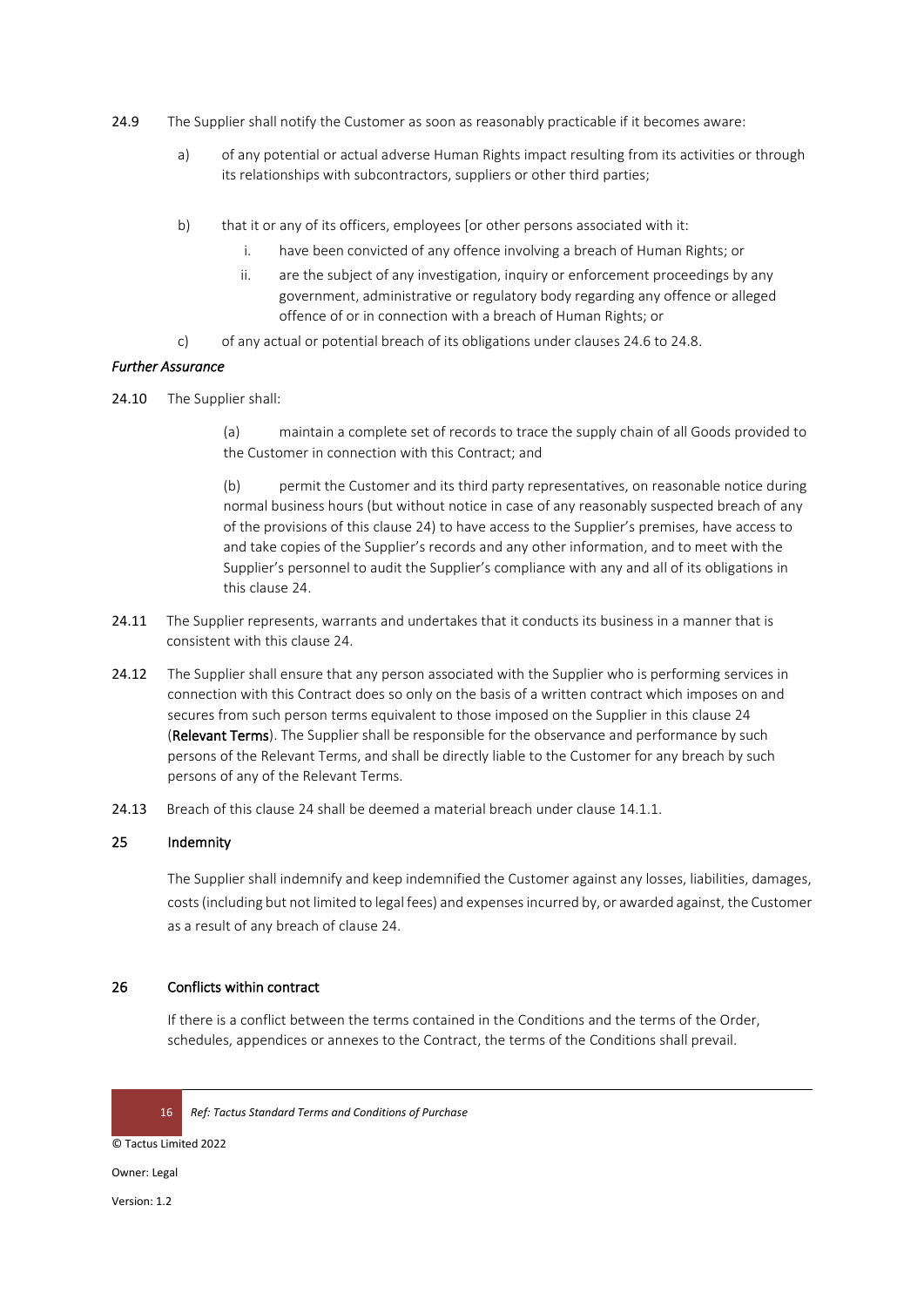24.9 The Supplier shall notify the Customer as soon as reasonably practicable if it becomes aware:

a) of any potential or actual adverse Human Rights impact resulting from its activities or through its relationships with subcontractors, suppliers or other third parties;

b) that it or any of its officers, employees [or other persons associated with it:

   i. have been convicted of any offence involving a breach of Human Rights; or

   ii. are the subject of any investigation, inquiry or enforcement proceedings by any government, administrative or regulatory body regarding any offence or alleged offence of or in connection with a breach of Human Rights; or

c) of any actual or potential breach of its obligations under clauses 24.6 to 24.8.

*Further Assurance*

24.10 The Supplier shall:

(a) maintain a complete set of records to trace the supply chain of all Goods provided to the Customer in connection with this Contract; and

(b) permit the Customer and its third party representatives, on reasonable notice during normal business hours (but without notice in case of any reasonably suspected breach of any of the provisions of this clause 24) to have access to the Supplier's premises, have access to and take copies of the Supplier's records and any other information, and to meet with the Supplier's personnel to audit the Supplier's compliance with any and all of its obligations in this clause 24.

24.11 The Supplier represents, warrants and undertakes that it conducts its business in a manner that is consistent with this clause 24.

24.12 The Supplier shall ensure that any person associated with the Supplier who is performing services in connection with this Contract does so only on the basis of a written contract which imposes on and secures from such person terms equivalent to those imposed on the Supplier in this clause 24 (**Relevant Terms**). The Supplier shall be responsible for the observance and performance by such persons of the Relevant Terms, and shall be directly liable to the Customer for any breach by such persons of any of the Relevant Terms.

24.13 Breach of this clause 24 shall be deemed a material breach under clause 14.1.1.

## 25 Indemnity

The Supplier shall indemnify and keep indemnified the Customer against any losses, liabilities, damages, costs (including but not limited to legal fees) and expenses incurred by, or awarded against, the Customer as a result of any breach of clause 24.

## 26 Conflicts within contract

If there is a conflict between the terms contained in the Conditions and the terms of the Order, schedules, appendices or annexes to the Contract, the terms of the Conditions shall prevail.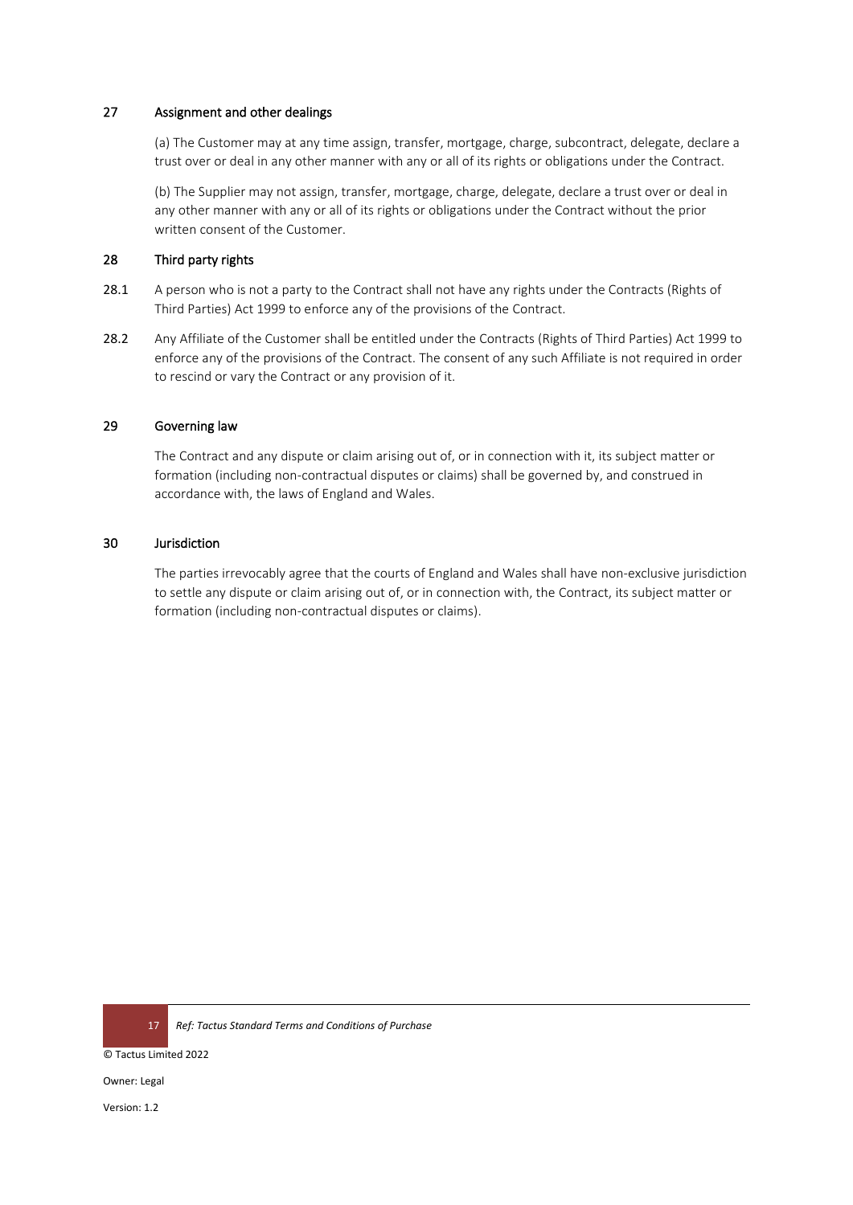## 27 Assignment and other dealings

(a) The Customer may at any time assign, transfer, mortgage, charge, subcontract, delegate, declare a trust over or deal in any other manner with any or all of its rights or obligations under the Contract.

(b) The Supplier may not assign, transfer, mortgage, charge, delegate, declare a trust over or deal in any other manner with any or all of its rights or obligations under the Contract without the prior written consent of the Customer.

## 28 Third party rights

28.1 A person who is not a party to the Contract shall not have any rights under the Contracts (Rights of Third Parties) Act 1999 to enforce any of the provisions of the Contract.

28.2 Any Affiliate of the Customer shall be entitled under the Contracts (Rights of Third Parties) Act 1999 to enforce any of the provisions of the Contract. The consent of any such Affiliate is not required in order to rescind or vary the Contract or any provision of it.

## 29 Governing law

The Contract and any dispute or claim arising out of, or in connection with it, its subject matter or formation (including non-contractual disputes or claims) shall be governed by, and construed in accordance with, the laws of England and Wales.

## 30 Jurisdiction

The parties irrevocably agree that the courts of England and Wales shall have non-exclusive jurisdiction to settle any dispute or claim arising out of, or in connection with, the Contract, its subject matter or formation (including non-contractual disputes or claims).